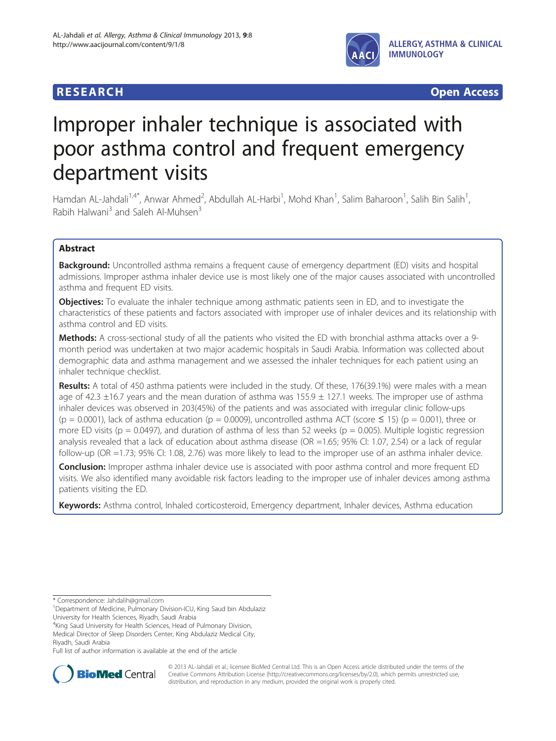**RESEARCH** **Open Access**

# Improper inhaler technique is associated with poor asthma control and frequent emergency department visits

Hamdan AL-Jahdali[1,4*], Anwar Ahmed[2], Abdullah AL-Harbi[1], Mohd Khan[1], Salim Baharoon[1], Salih Bin Salih[1], Rabih Halwani[3] and Saleh Al-Muhsen[3]

## Abstract

**Background:** Uncontrolled asthma remains a frequent cause of emergency department (ED) visits and hospital admissions. Improper asthma inhaler device use is most likely one of the major causes associated with uncontrolled asthma and frequent ED visits.

**Objectives:** To evaluate the inhaler technique among asthmatic patients seen in ED, and to investigate the characteristics of these patients and factors associated with improper use of inhaler devices and its relationship with asthma control and ED visits.

**Methods:** A cross-sectional study of all the patients who visited the ED with bronchial asthma attacks over a 9-month period was undertaken at two major academic hospitals in Saudi Arabia. Information was collected about demographic data and asthma management and we assessed the inhaler techniques for each patient using an inhaler technique checklist.

**Results:** A total of 450 asthma patients were included in the study. Of these, 176(39.1%) were males with a mean age of 42.3 ±16.7 years and the mean duration of asthma was 155.9 ± 127.1 weeks. The improper use of asthma inhaler devices was observed in 203(45%) of the patients and was associated with irregular clinic follow-ups ($p = 0.0001$), lack of asthma education ($p = 0.0009$), uncontrolled asthma ACT (score ≤ 15) ($p = 0.001$), three or more ED visits ($p = 0.0497$), and duration of asthma of less than 52 weeks ($p = 0.005$). Multiple logistic regression analysis revealed that a lack of education about asthma disease (OR =1.65; 95% CI: 1.07, 2.54) or a lack of regular follow-up (OR =1.73; 95% CI: 1.08, 2.76) was more likely to lead to the improper use of an asthma inhaler device.

**Conclusion:** Improper asthma inhaler device use is associated with poor asthma control and more frequent ED visits. We also identified many avoidable risk factors leading to the improper use of inhaler devices among asthma patients visiting the ED.

**Keywords:** Asthma control, Inhaled corticosteroid, Emergency department, Inhaler devices, Asthma education

\* Correspondence: Jahdalih@gmail.com
[1]Department of Medicine, Pulmonary Division-ICU, King Saud bin Abdulaziz University for Health Sciences, Riyadh, Saudi Arabia
[4]King Saud University for Health Sciences, Head of Pulmonary Division, Medical Director of Sleep Disorders Center, King Abdulaziz Medical City, Riyadh, Saudi Arabia
Full list of author information is available at the end of the article

© 2013 AL-Jahdali et al.; licensee BioMed Central Ltd. This is an Open Access article distributed under the terms of the Creative Commons Attribution License (http://creativecommons.org/licenses/by/2.0), which permits unrestricted use, distribution, and reproduction in any medium, provided the original work is properly cited.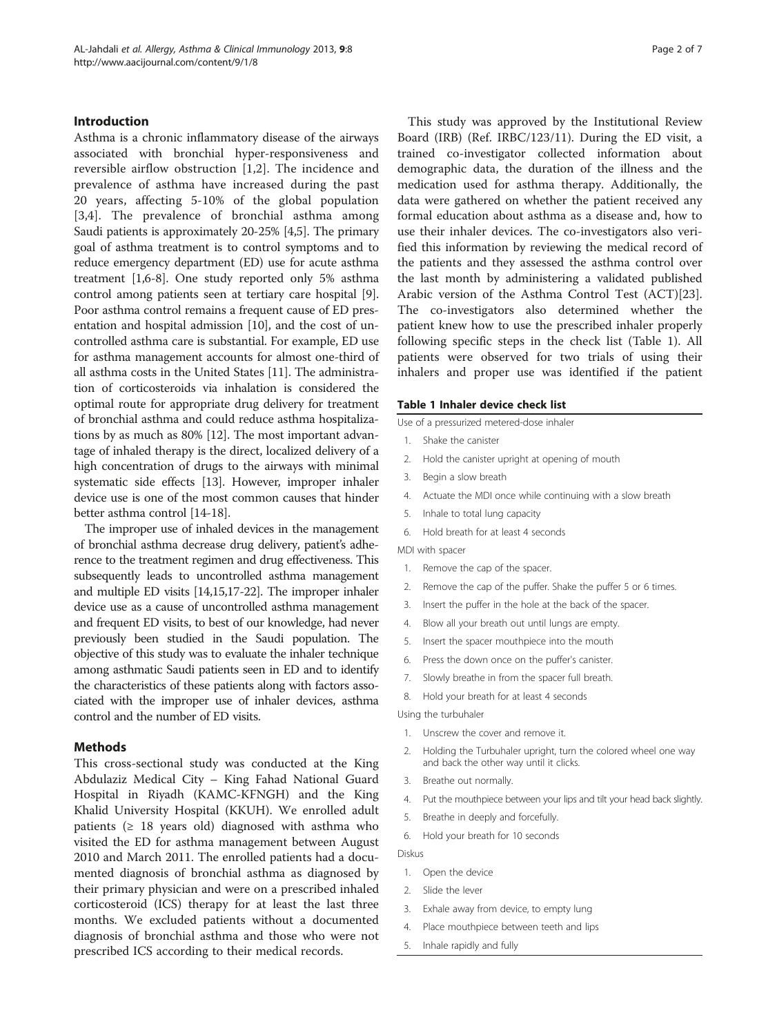## Introduction

Asthma is a chronic inflammatory disease of the airways associated with bronchial hyper-responsiveness and reversible airflow obstruction [1,2]. The incidence and prevalence of asthma have increased during the past 20 years, affecting 5-10% of the global population [3,4]. The prevalence of bronchial asthma among Saudi patients is approximately 20-25% [4,5]. The primary goal of asthma treatment is to control symptoms and to reduce emergency department (ED) use for acute asthma treatment [1,6-8]. One study reported only 5% asthma control among patients seen at tertiary care hospital [9]. Poor asthma control remains a frequent cause of ED presentation and hospital admission [10], and the cost of uncontrolled asthma care is substantial. For example, ED use for asthma management accounts for almost one-third of all asthma costs in the United States [11]. The administration of corticosteroids via inhalation is considered the optimal route for appropriate drug delivery for treatment of bronchial asthma and could reduce asthma hospitalizations by as much as 80% [12]. The most important advantage of inhaled therapy is the direct, localized delivery of a high concentration of drugs to the airways with minimal systematic side effects [13]. However, improper inhaler device use is one of the most common causes that hinder better asthma control [14-18].

The improper use of inhaled devices in the management of bronchial asthma decrease drug delivery, patient's adherence to the treatment regimen and drug effectiveness. This subsequently leads to uncontrolled asthma management and multiple ED visits [14,15,17-22]. The improper inhaler device use as a cause of uncontrolled asthma management and frequent ED visits, to best of our knowledge, had never previously been studied in the Saudi population. The objective of this study was to evaluate the inhaler technique among asthmatic Saudi patients seen in ED and to identify the characteristics of these patients along with factors associated with the improper use of inhaler devices, asthma control and the number of ED visits.

## Methods

This cross-sectional study was conducted at the King Abdulaziz Medical City – King Fahad National Guard Hospital in Riyadh (KAMC-KFNGH) and the King Khalid University Hospital (KKUH). We enrolled adult patients (≥ 18 years old) diagnosed with asthma who visited the ED for asthma management between August 2010 and March 2011. The enrolled patients had a documented diagnosis of bronchial asthma as diagnosed by their primary physician and were on a prescribed inhaled corticosteroid (ICS) therapy for at least the last three months. We excluded patients without a documented diagnosis of bronchial asthma and those who were not prescribed ICS according to their medical records.

This study was approved by the Institutional Review Board (IRB) (Ref. IRBC/123/11). During the ED visit, a trained co-investigator collected information about demographic data, the duration of the illness and the medication used for asthma therapy. Additionally, the data were gathered on whether the patient received any formal education about asthma as a disease and, how to use their inhaler devices. The co-investigators also verified this information by reviewing the medical record of the patients and they assessed the asthma control over the last month by administering a validated published Arabic version of the Asthma Control Test (ACT)[23]. The co-investigators also determined whether the patient knew how to use the prescribed inhaler properly following specific steps in the check list (Table 1). All patients were observed for two trials of using their inhalers and proper use was identified if the patient

**Table 1 Inhaler device check list**

| |
|---|
| Use of a pressurized metered-dose inhaler |
| 1. Shake the canister |
| 2. Hold the canister upright at opening of mouth |
| 3. Begin a slow breath |
| 4. Actuate the MDI once while continuing with a slow breath |
| 5. Inhale to total lung capacity |
| 6. Hold breath for at least 4 seconds |
| MDI with spacer |
| 1. Remove the cap of the spacer. |
| 2. Remove the cap of the puffer. Shake the puffer 5 or 6 times. |
| 3. Insert the puffer in the hole at the back of the spacer. |
| 4. Blow all your breath out until lungs are empty. |
| 5. Insert the spacer mouthpiece into the mouth |
| 6. Press the down once on the puffer's canister. |
| 7. Slowly breathe in from the spacer full breath. |
| 8. Hold your breath for at least 4 seconds |
| Using the turbuhaler |
| 1. Unscrew the cover and remove it. |
| 2. Holding the Turbuhaler upright, turn the colored wheel one way and back the other way until it clicks. |
| 3. Breathe out normally. |
| 4. Put the mouthpiece between your lips and tilt your head back slightly. |
| 5. Breathe in deeply and forcefully. |
| 6. Hold your breath for 10 seconds |
| Diskus |
| 1. Open the device |
| 2. Slide the lever |
| 3. Exhale away from device, to empty lung |
| 4. Place mouthpiece between teeth and lips |
| 5. Inhale rapidly and fully |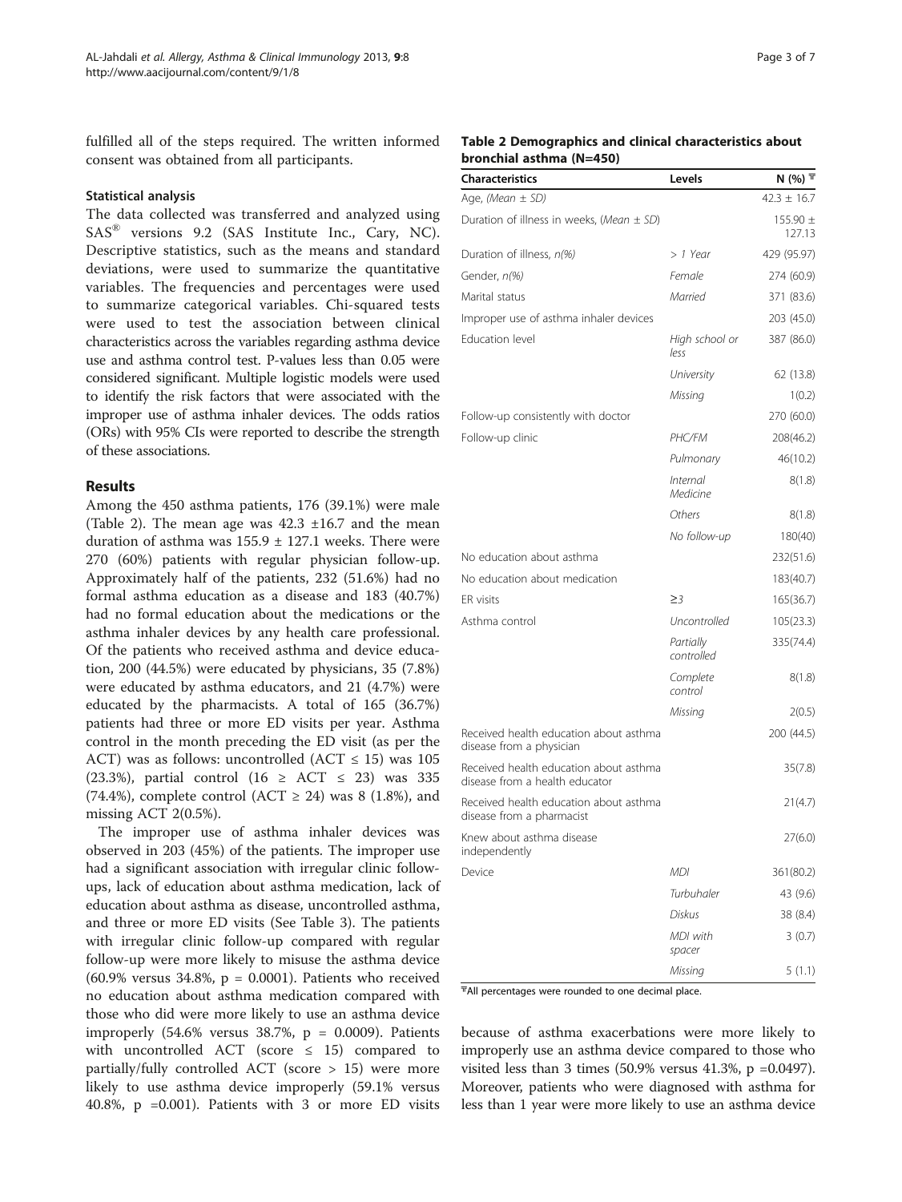fulfilled all of the steps required. The written informed consent was obtained from all participants.

### Statistical analysis

The data collected was transferred and analyzed using SAS® versions 9.2 (SAS Institute Inc., Cary, NC). Descriptive statistics, such as the means and standard deviations, were used to summarize the quantitative variables. The frequencies and percentages were used to summarize categorical variables. Chi-squared tests were used to test the association between clinical characteristics across the variables regarding asthma device use and asthma control test. P-values less than 0.05 were considered significant. Multiple logistic models were used to identify the risk factors that were associated with the improper use of asthma inhaler devices. The odds ratios (ORs) with 95% CIs were reported to describe the strength of these associations.

## Results

Among the 450 asthma patients, 176 (39.1%) were male (Table 2). The mean age was 42.3 ±16.7 and the mean duration of asthma was 155.9 ± 127.1 weeks. There were 270 (60%) patients with regular physician follow-up. Approximately half of the patients, 232 (51.6%) had no formal asthma education as a disease and 183 (40.7%) had no formal education about the medications or the asthma inhaler devices by any health care professional. Of the patients who received asthma and device education, 200 (44.5%) were educated by physicians, 35 (7.8%) were educated by asthma educators, and 21 (4.7%) were educated by the pharmacists. A total of 165 (36.7%) patients had three or more ED visits per year. Asthma control in the month preceding the ED visit (as per the ACT) was as follows: uncontrolled (ACT ≤ 15) was 105 (23.3%), partial control (16 ≥ ACT ≤ 23) was 335 (74.4%), complete control (ACT ≥ 24) was 8 (1.8%), and missing ACT 2(0.5%).

The improper use of asthma inhaler devices was observed in 203 (45%) of the patients. The improper use had a significant association with irregular clinic follow-ups, lack of education about asthma medication, lack of education about asthma as disease, uncontrolled asthma, and three or more ED visits (See Table 3). The patients with irregular clinic follow-up compared with regular follow-up were more likely to misuse the asthma device (60.9% versus 34.8%, p = 0.0001). Patients who received no education about asthma medication compared with those who did were more likely to use an asthma device improperly (54.6% versus 38.7%, p = 0.0009). Patients with uncontrolled ACT (score ≤ 15) compared to partially/fully controlled ACT (score > 15) were more likely to use asthma device improperly (59.1% versus 40.8%, p =0.001). Patients with 3 or more ED visits because of asthma exacerbations were more likely to improperly use an asthma device compared to those who visited less than 3 times (50.9% versus 41.3%, p =0.0497). Moreover, patients who were diagnosed with asthma for less than 1 year were more likely to use an asthma device

**Table 2 Demographics and clinical characteristics about bronchial asthma (N=450)**

| Characteristics | Levels | N (%) ₸ |
|---|---|---|
| Age, *(Mean ± SD)* | | 42.3 ± 16.7 |
| Duration of illness in weeks, *(Mean ± SD)* | | 155.90 ± 127.13 |
| Duration of illness, *n(%)* | *> 1 Year* | 429 (95.97) |
| Gender, *n(%)* | *Female* | 274 (60.9) |
| Marital status | *Married* | 371 (83.6) |
| Improper use of asthma inhaler devices | | 203 (45.0) |
| Education level | *High school or less* | 387 (86.0) |
| | *University* | 62 (13.8) |
| | *Missing* | 1(0.2) |
| Follow-up consistently with doctor | | 270 (60.0) |
| Follow-up clinic | *PHC/FM* | 208(46.2) |
| | *Pulmonary* | 46(10.2) |
| | *Internal Medicine* | 8(1.8) |
| | *Others* | 8(1.8) |
| | *No follow-up* | 180(40) |
| No education about asthma | | 232(51.6) |
| No education about medication | | 183(40.7) |
| ER visits | *≥3* | 165(36.7) |
| Asthma control | *Uncontrolled* | 105(23.3) |
| | *Partially controlled* | 335(74.4) |
| | *Complete control* | 8(1.8) |
| | *Missing* | 2(0.5) |
| Received health education about asthma disease from a physician | | 200 (44.5) |
| Received health education about asthma disease from a health educator | | 35(7.8) |
| Received health education about asthma disease from a pharmacist | | 21(4.7) |
| Knew about asthma disease independently | | 27(6.0) |
| Device | *MDI* | 361(80.2) |
| | *Turbuhaler* | 43 (9.6) |
| | *Diskus* | 38 (8.4) |
| | *MDI with spacer* | 3 (0.7) |
| | *Missing* | 5 (1.1) |

₸All percentages were rounded to one decimal place.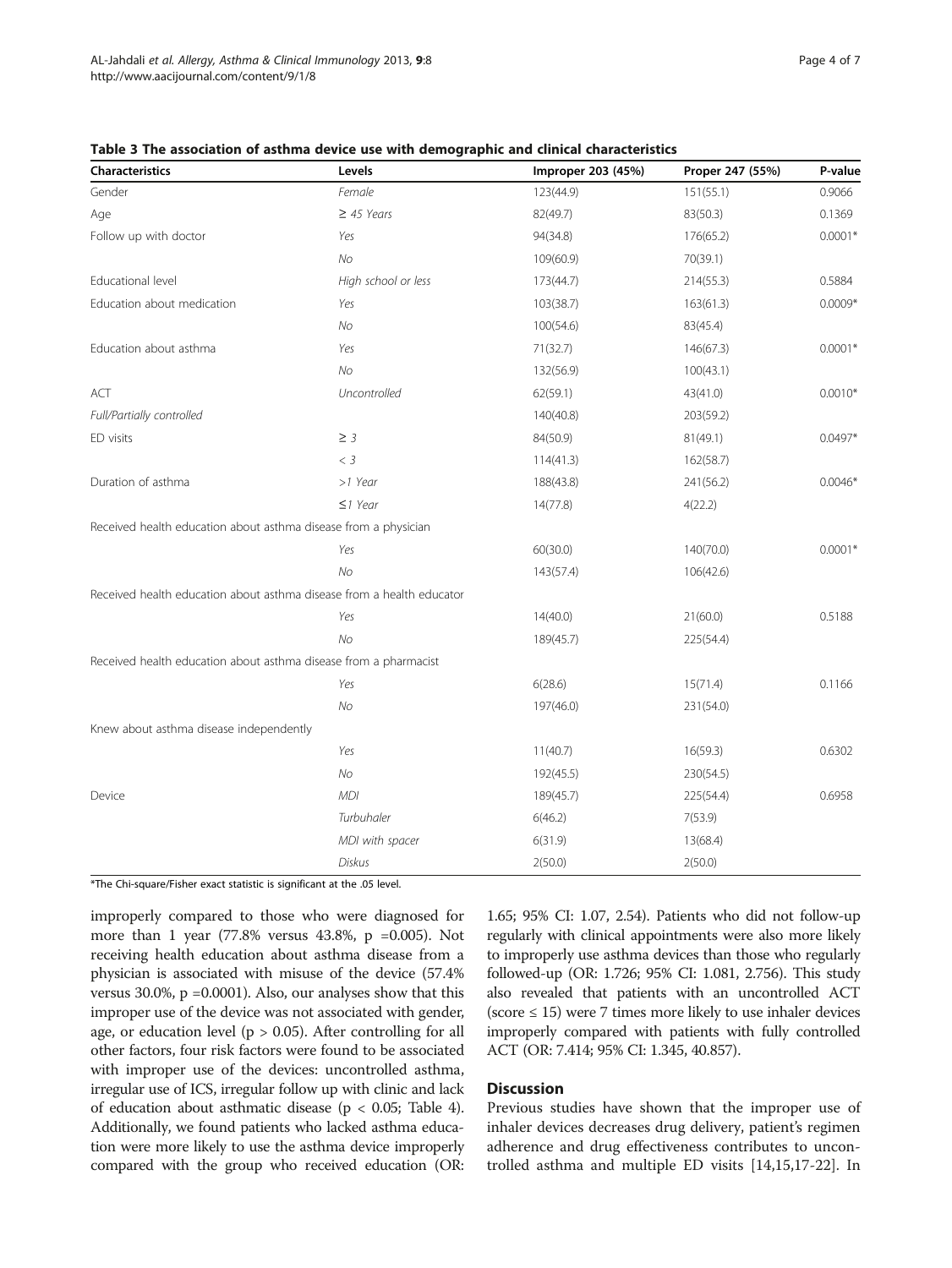**Table 3 The association of asthma device use with demographic and clinical characteristics**

| Characteristics | Levels | Improper 203 (45%) | Proper 247 (55%) | P-value |
|---|---|---|---|---|
| Gender | *Female* | 123(44.9) | 151(55.1) | 0.9066 |
| Age | *≥ 45 Years* | 82(49.7) | 83(50.3) | 0.1369 |
| Follow up with doctor | *Yes* | 94(34.8) | 176(65.2) | 0.0001* |
| | *No* | 109(60.9) | 70(39.1) | |
| Educational level | *High school or less* | 173(44.7) | 214(55.3) | 0.5884 |
| Education about medication | *Yes* | 103(38.7) | 163(61.3) | 0.0009* |
| | *No* | 100(54.6) | 83(45.4) | |
| Education about asthma | *Yes* | 71(32.7) | 146(67.3) | 0.0001* |
| | *No* | 132(56.9) | 100(43.1) | |
| ACT | *Uncontrolled* | 62(59.1) | 43(41.0) | 0.0010* |
| *Full/Partially controlled* | | 140(40.8) | 203(59.2) | |
| ED visits | *≥ 3* | 84(50.9) | 81(49.1) | 0.0497* |
| | *< 3* | 114(41.3) | 162(58.7) | |
| Duration of asthma | *>1 Year* | 188(43.8) | 241(56.2) | 0.0046* |
| | *≤1 Year* | 14(77.8) | 4(22.2) | |
| Received health education about asthma disease from a physician | | | | |
| | *Yes* | 60(30.0) | 140(70.0) | 0.0001* |
| | *No* | 143(57.4) | 106(42.6) | |
| Received health education about asthma disease from a health educator | | | | |
| | *Yes* | 14(40.0) | 21(60.0) | 0.5188 |
| | *No* | 189(45.7) | 225(54.4) | |
| Received health education about asthma disease from a pharmacist | | | | |
| | *Yes* | 6(28.6) | 15(71.4) | 0.1166 |
| | *No* | 197(46.0) | 231(54.0) | |
| Knew about asthma disease independently | | | | |
| | *Yes* | 11(40.7) | 16(59.3) | 0.6302 |
| | *No* | 192(45.5) | 230(54.5) | |
| Device | *MDI* | 189(45.7) | 225(54.4) | 0.6958 |
| | *Turbuhaler* | 6(46.2) | 7(53.9) | |
| | *MDI with spacer* | 6(31.9) | 13(68.4) | |
| | *Diskus* | 2(50.0) | 2(50.0) | |

*The Chi-square/Fisher exact statistic is significant at the .05 level.

improperly compared to those who were diagnosed for more than 1 year (77.8% versus 43.8%, $p = 0.005$). Not receiving health education about asthma disease from a physician is associated with misuse of the device (57.4% versus 30.0%, $p = 0.0001$). Also, our analyses show that this improper use of the device was not associated with gender, age, or education level ($p > 0.05$). After controlling for all other factors, four risk factors were found to be associated with improper use of the devices: uncontrolled asthma, irregular use of ICS, irregular follow up with clinic and lack of education about asthmatic disease ($p < 0.05$; Table 4). Additionally, we found patients who lacked asthma education were more likely to use the asthma device improperly compared with the group who received education (OR: 1.65; 95% CI: 1.07, 2.54). Patients who did not follow-up regularly with clinical appointments were also more likely to improperly use asthma devices than those who regularly followed-up (OR: 1.726; 95% CI: 1.081, 2.756). This study also revealed that patients with an uncontrolled ACT (score ≤ 15) were 7 times more likely to use inhaler devices improperly compared with patients with fully controlled ACT (OR: 7.414; 95% CI: 1.345, 40.857).

## Discussion

Previous studies have shown that the improper use of inhaler devices decreases drug delivery, patient's regimen adherence and drug effectiveness contributes to uncontrolled asthma and multiple ED visits [14,15,17-22]. In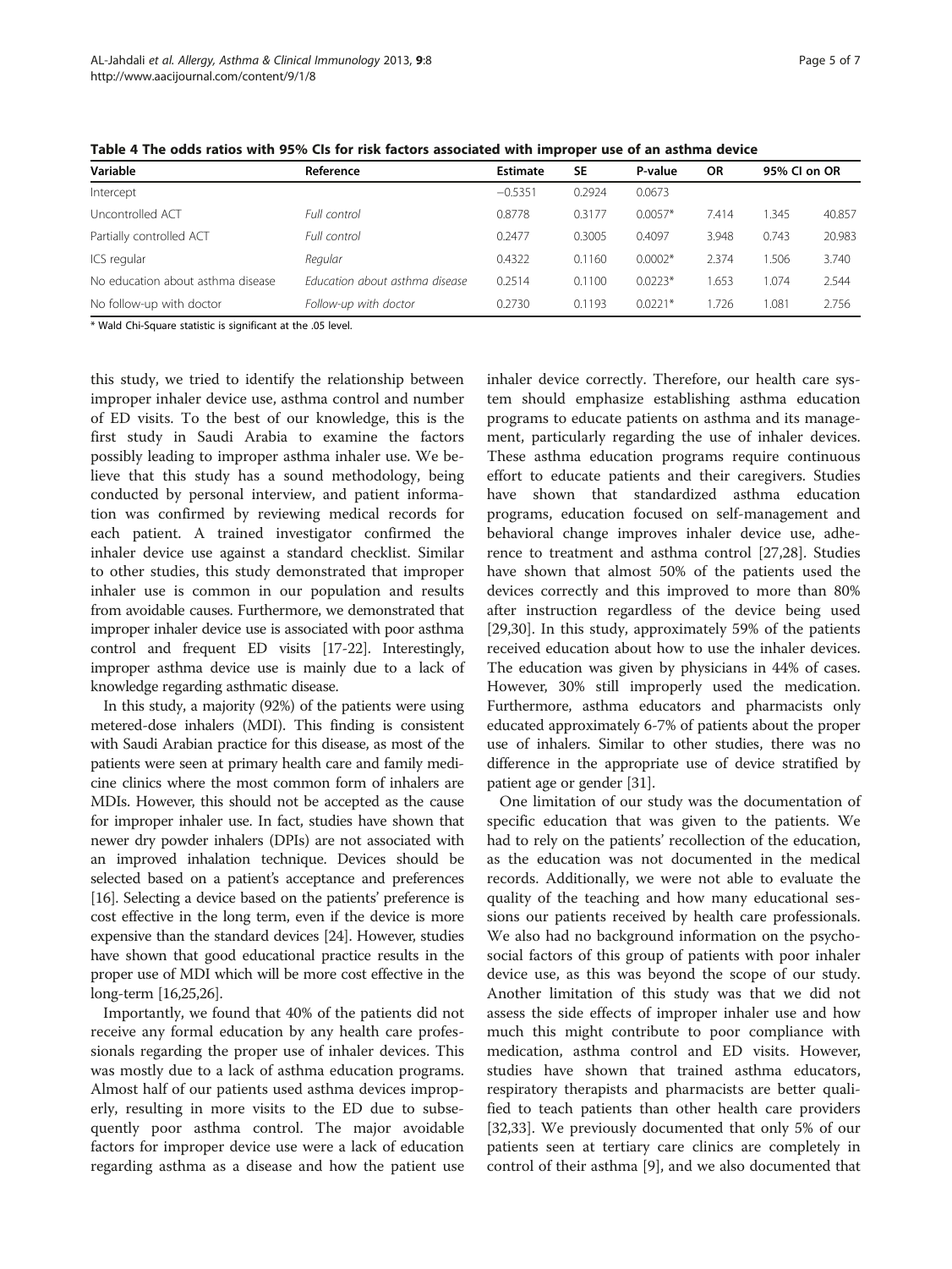**Table 4 The odds ratios with 95% CIs for risk factors associated with improper use of an asthma device**

| Variable | Reference | Estimate | SE | P-value | OR | 95% CI on OR | |
|---|---|---|---|---|---|---|---|
| Intercept | | −0.5351 | 0.2924 | 0.0673 | | | |
| Uncontrolled ACT | *Full control* | 0.8778 | 0.3177 | 0.0057* | 7.414 | 1.345 | 40.857 |
| Partially controlled ACT | *Full control* | 0.2477 | 0.3005 | 0.4097 | 3.948 | 0.743 | 20.983 |
| ICS regular | *Regular* | 0.4322 | 0.1160 | 0.0002* | 2.374 | 1.506 | 3.740 |
| No education about asthma disease | *Education about asthma disease* | 0.2514 | 0.1100 | 0.0223* | 1.653 | 1.074 | 2.544 |
| No follow-up with doctor | *Follow-up with doctor* | 0.2730 | 0.1193 | 0.0221* | 1.726 | 1.081 | 2.756 |

* Wald Chi-Square statistic is significant at the .05 level.

this study, we tried to identify the relationship between improper inhaler device use, asthma control and number of ED visits. To the best of our knowledge, this is the first study in Saudi Arabia to examine the factors possibly leading to improper asthma inhaler use. We believe that this study has a sound methodology, being conducted by personal interview, and patient information was confirmed by reviewing medical records for each patient. A trained investigator confirmed the inhaler device use against a standard checklist. Similar to other studies, this study demonstrated that improper inhaler use is common in our population and results from avoidable causes. Furthermore, we demonstrated that improper inhaler device use is associated with poor asthma control and frequent ED visits [17-22]. Interestingly, improper asthma device use is mainly due to a lack of knowledge regarding asthmatic disease.

In this study, a majority (92%) of the patients were using metered-dose inhalers (MDI). This finding is consistent with Saudi Arabian practice for this disease, as most of the patients were seen at primary health care and family medicine clinics where the most common form of inhalers are MDIs. However, this should not be accepted as the cause for improper inhaler use. In fact, studies have shown that newer dry powder inhalers (DPIs) are not associated with an improved inhalation technique. Devices should be selected based on a patient's acceptance and preferences [16]. Selecting a device based on the patients' preference is cost effective in the long term, even if the device is more expensive than the standard devices [24]. However, studies have shown that good educational practice results in the proper use of MDI which will be more cost effective in the long-term [16,25,26].

Importantly, we found that 40% of the patients did not receive any formal education by any health care professionals regarding the proper use of inhaler devices. This was mostly due to a lack of asthma education programs. Almost half of our patients used asthma devices improperly, resulting in more visits to the ED due to subsequently poor asthma control. The major avoidable factors for improper device use were a lack of education regarding asthma as a disease and how the patient use inhaler device correctly. Therefore, our health care system should emphasize establishing asthma education programs to educate patients on asthma and its management, particularly regarding the use of inhaler devices. These asthma education programs require continuous effort to educate patients and their caregivers. Studies have shown that standardized asthma education programs, education focused on self-management and behavioral change improves inhaler device use, adherence to treatment and asthma control [27,28]. Studies have shown that almost 50% of the patients used the devices correctly and this improved to more than 80% after instruction regardless of the device being used [29,30]. In this study, approximately 59% of the patients received education about how to use the inhaler devices. The education was given by physicians in 44% of cases. However, 30% still improperly used the medication. Furthermore, asthma educators and pharmacists only educated approximately 6-7% of patients about the proper use of inhalers. Similar to other studies, there was no difference in the appropriate use of device stratified by patient age or gender [31].

One limitation of our study was the documentation of specific education that was given to the patients. We had to rely on the patients' recollection of the education, as the education was not documented in the medical records. Additionally, we were not able to evaluate the quality of the teaching and how many educational sessions our patients received by health care professionals. We also had no background information on the psychosocial factors of this group of patients with poor inhaler device use, as this was beyond the scope of our study. Another limitation of this study was that we did not assess the side effects of improper inhaler use and how much this might contribute to poor compliance with medication, asthma control and ED visits. However, studies have shown that trained asthma educators, respiratory therapists and pharmacists are better qualified to teach patients than other health care providers [32,33]. We previously documented that only 5% of our patients seen at tertiary care clinics are completely in control of their asthma [9], and we also documented that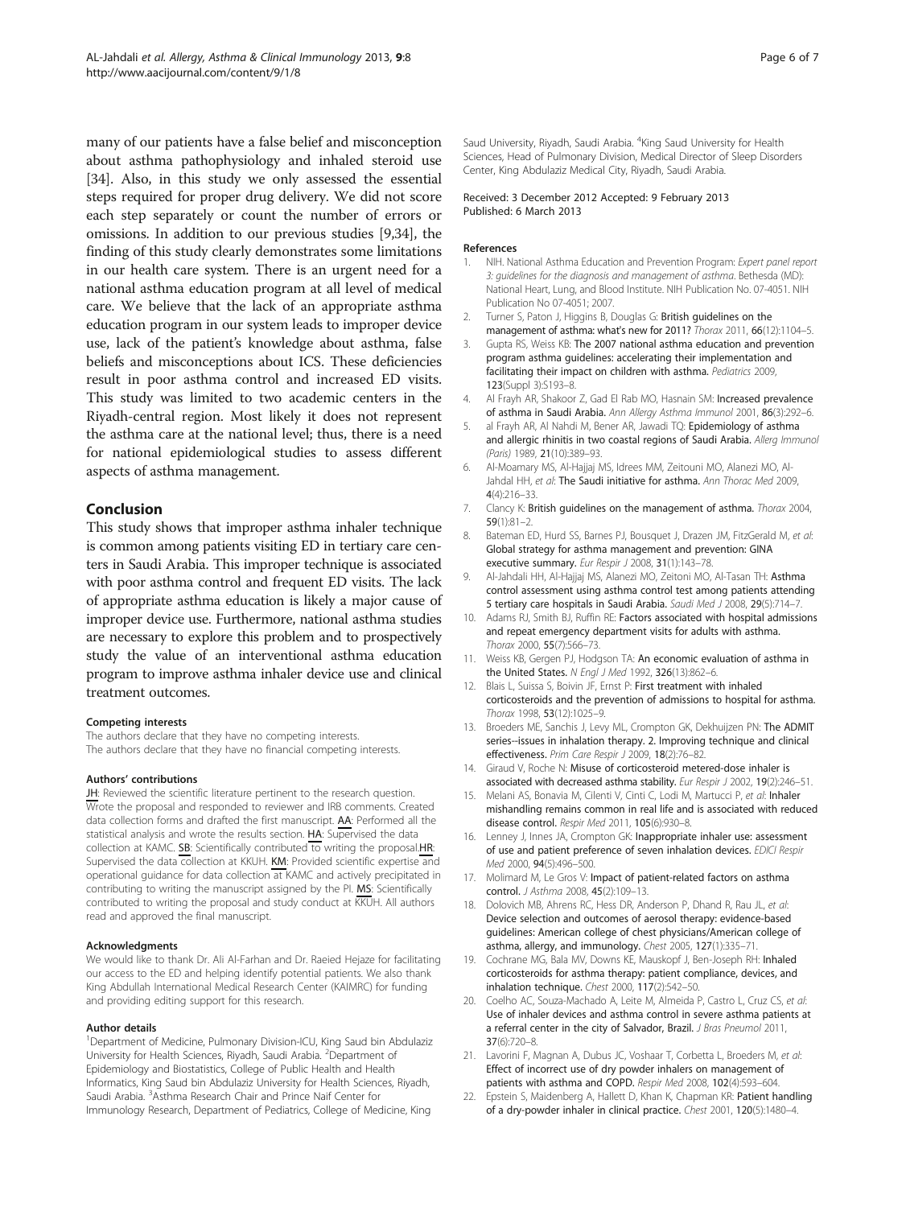many of our patients have a false belief and misconception about asthma pathophysiology and inhaled steroid use [34]. Also, in this study we only assessed the essential steps required for proper drug delivery. We did not score each step separately or count the number of errors or omissions. In addition to our previous studies [9,34], the finding of this study clearly demonstrates some limitations in our health care system. There is an urgent need for a national asthma education program at all level of medical care. We believe that the lack of an appropriate asthma education program in our system leads to improper device use, lack of the patient's knowledge about asthma, false beliefs and misconceptions about ICS. These deficiencies result in poor asthma control and increased ED visits. This study was limited to two academic centers in the Riyadh-central region. Most likely it does not represent the asthma care at the national level; thus, there is a need for national epidemiological studies to assess different aspects of asthma management.

## Conclusion

This study shows that improper asthma inhaler technique is common among patients visiting ED in tertiary care centers in Saudi Arabia. This improper technique is associated with poor asthma control and frequent ED visits. The lack of appropriate asthma education is likely a major cause of improper device use. Furthermore, national asthma studies are necessary to explore this problem and to prospectively study the value of an interventional asthma education program to improve asthma inhaler device use and clinical treatment outcomes.

#### Competing interests

The authors declare that they have no competing interests.
The authors declare that they have no financial competing interests.

#### Authors' contributions

JH: Reviewed the scientific literature pertinent to the research question. Wrote the proposal and responded to reviewer and IRB comments. Created data collection forms and drafted the first manuscript. AA: Performed all the statistical analysis and wrote the results section. HA: Supervised the data collection at KAMC. SB: Scientifically contributed to writing the proposal.HR: Supervised the data collection at KKUH. KM: Provided scientific expertise and operational guidance for data collection at KAMC and actively precipitated in contributing to writing the manuscript assigned by the PI. MS: Scientifically contributed to writing the proposal and study conduct at KKUH. All authors read and approved the final manuscript.

#### Acknowledgments

We would like to thank Dr. Ali Al-Farhan and Dr. Raeied Hejaze for facilitating our access to the ED and helping identify potential patients. We also thank King Abdullah International Medical Research Center (KAIMRC) for funding and providing editing support for this research.

#### Author details

[1]Department of Medicine, Pulmonary Division-ICU, King Saud bin Abdulaziz University for Health Sciences, Riyadh, Saudi Arabia. [2]Department of Epidemiology and Biostatistics, College of Public Health and Health Informatics, King Saud bin Abdulaziz University for Health Sciences, Riyadh, Saudi Arabia. [3]Asthma Research Chair and Prince Naif Center for Immunology Research, Department of Pediatrics, College of Medicine, King Saud University, Riyadh, Saudi Arabia. [4]King Saud University for Health Sciences, Head of Pulmonary Division, Medical Director of Sleep Disorders Center, King Abdulaziz Medical City, Riyadh, Saudi Arabia.

Received: 3 December 2012 Accepted: 9 February 2013
Published: 6 March 2013

#### References

1. NIH. National Asthma Education and Prevention Program: *Expert panel report 3: guidelines for the diagnosis and management of asthma*. Bethesda (MD): National Heart, Lung, and Blood Institute. NIH Publication No. 07-4051. NIH Publication No 07-4051; 2007.
2. Turner S, Paton J, Higgins B, Douglas G: **British guidelines on the management of asthma: what's new for 2011?** *Thorax* 2011, **66**(12):1104–5.
3. Gupta RS, Weiss KB: **The 2007 national asthma education and prevention program asthma guidelines: accelerating their implementation and facilitating their impact on children with asthma.** *Pediatrics* 2009, **123**(Suppl 3):S193–8.
4. Al Frayh AR, Shakoor Z, Gad El Rab MO, Hasnain SM: **Increased prevalence of asthma in Saudi Arabia.** *Ann Allergy Asthma Immunol* 2001, **86**(3):292–6.
5. al Frayh AR, Al Nahdi M, Bener AR, Jawadi TQ: **Epidemiology of asthma and allergic rhinitis in two coastal regions of Saudi Arabia.** *Allerg Immunol (Paris)* 1989, **21**(10):389–93.
6. Al-Moamary MS, Al-Hajjaj MS, Idrees MM, Zeitouni MO, Alanezi MO, Al-Jahdal HH, *et al*: **The Saudi initiative for asthma.** *Ann Thorac Med* 2009, **4**(4):216–33.
7. Clancy K: **British guidelines on the management of asthma.** *Thorax* 2004, **59**(1):81–2.
8. Bateman ED, Hurd SS, Barnes PJ, Bousquet J, Drazen JM, FitzGerald M, *et al*: **Global strategy for asthma management and prevention: GINA executive summary.** *Eur Respir J* 2008, **31**(1):143–78.
9. Al-Jahdali HH, Al-Hajjaj MS, Alanezi MO, Zeitoni MO, Al-Tasan TH: **Asthma control assessment using asthma control test among patients attending 5 tertiary care hospitals in Saudi Arabia.** *Saudi Med J* 2008, **29**(5):714–7.
10. Adams RJ, Smith BJ, Ruffin RE: **Factors associated with hospital admissions and repeat emergency department visits for adults with asthma.** *Thorax* 2000, **55**(7):566–73.
11. Weiss KB, Gergen PJ, Hodgson TA: **An economic evaluation of asthma in the United States.** *N Engl J Med* 1992, **326**(13):862–6.
12. Blais L, Suissa S, Boivin JF, Ernst P: **First treatment with inhaled corticosteroids and the prevention of admissions to hospital for asthma.** *Thorax* 1998, **53**(12):1025–9.
13. Broeders ME, Sanchis J, Levy ML, Crompton GK, Dekhuijzen PN: **The ADMIT series--issues in inhalation therapy. 2. Improving technique and clinical effectiveness.** *Prim Care Respir J* 2009, **18**(2):76–82.
14. Giraud V, Roche N: **Misuse of corticosteroid metered-dose inhaler is associated with decreased asthma stability.** *Eur Respir J* 2002, **19**(2):246–51.
15. Melani AS, Bonavia M, Cilenti V, Cinti C, Lodi M, Martucci P, *et al*: **Inhaler mishandling remains common in real life and is associated with reduced disease control.** *Respir Med* 2011, **105**(6):930–8.
16. Lenney J, Innes JA, Crompton GK: **Inappropriate inhaler use: assessment of use and patient preference of seven inhalation devices.** *EDICI Respir Med* 2000, **94**(5):496–500.
17. Molimard M, Le Gros V: **Impact of patient-related factors on asthma control.** *J Asthma* 2008, **45**(2):109–13.
18. Dolovich MB, Ahrens RC, Hess DR, Anderson P, Dhand R, Rau JL, *et al*: **Device selection and outcomes of aerosol therapy: evidence-based guidelines: American college of chest physicians/American college of asthma, allergy, and immunology.** *Chest* 2005, **127**(1):335–71.
19. Cochrane MG, Bala MV, Downs KE, Mauskopf J, Ben-Joseph RH: **Inhaled corticosteroids for asthma therapy: patient compliance, devices, and inhalation technique.** *Chest* 2000, **117**(2):542–50.
20. Coelho AC, Souza-Machado A, Leite M, Almeida P, Castro L, Cruz CS, *et al*: **Use of inhaler devices and asthma control in severe asthma patients at a referral center in the city of Salvador, Brazil.** *J Bras Pneumol* 2011, **37**(6):720–8.
21. Lavorini F, Magnan A, Dubus JC, Voshaar T, Corbetta L, Broeders M, *et al*: **Effect of incorrect use of dry powder inhalers on management of patients with asthma and COPD.** *Respir Med* 2008, **102**(4):593–604.
22. Epstein S, Maidenberg A, Hallett D, Khan K, Chapman KR: **Patient handling of a dry-powder inhaler in clinical practice.** *Chest* 2001, **120**(5):1480–4.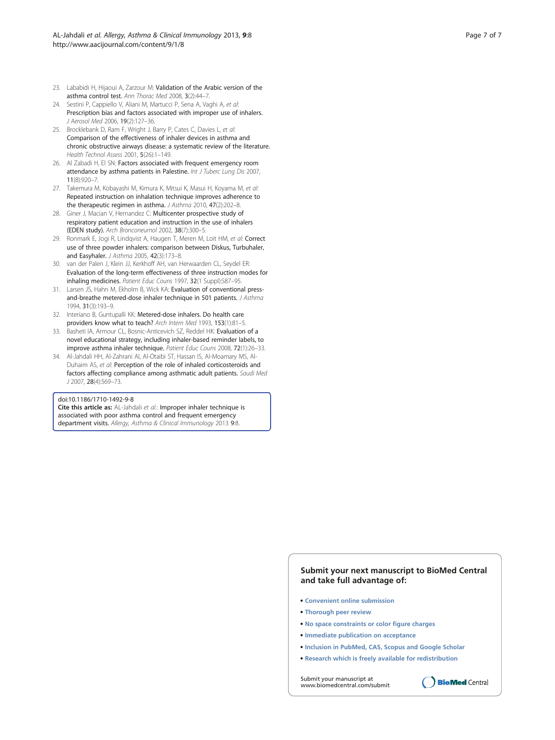23. Lababidi H, Hijaoui A, Zarzour M: **Validation of the Arabic version of the asthma control test.** *Ann Thorac Med* 2008, **3**(2):44–7.
24. Sestini P, Cappiello V, Aliani M, Martucci P, Sena A, Vaghi A, *et al*: **Prescription bias and factors associated with improper use of inhalers.** *J Aerosol Med* 2006, **19**(2):127–36.
25. Brocklebank D, Ram F, Wright J, Barry P, Cates C, Davies L, *et al*: **Comparison of the effectiveness of inhaler devices in asthma and chronic obstructive airways disease: a systematic review of the literature.** *Health Technol Assess* 2001, **5**(26):1–149.
26. Al Zabadi H, El SN: **Factors associated with frequent emergency room attendance by asthma patients in Palestine.** *Int J Tuberc Lung Dis* 2007, **11**(8):920–7.
27. Takemura M, Kobayashi M, Kimura K, Mitsui K, Masui H, Koyama M, *et al*: **Repeated instruction on inhalation technique improves adherence to the therapeutic regimen in asthma.** *J Asthma* 2010, **47**(2):202–8.
28. Giner J, Macian V, Hernandez C: **Multicenter prospective study of respiratory patient education and instruction in the use of inhalers (EDEN study).** *Arch Bronconeumol* 2002, **38**(7):300–5.
29. Ronmark E, Jogi R, Lindqvist A, Haugen T, Meren M, Loit HM, *et al*: **Correct use of three powder inhalers: comparison between Diskus, Turbuhaler, and Easyhaler.** *J Asthma* 2005, **42**(3):173–8.
30. van der Palen J, Klein JJ, Kerkhoff AH, van Herwaarden CL, Seydel ER: **Evaluation of the long-term effectiveness of three instruction modes for inhaling medicines.** *Patient Educ Couns* 1997, **32**(1 Suppl):S87–95.
31. Larsen JS, Hahn M, Ekholm B, Wick KA: **Evaluation of conventional press-and-breathe metered-dose inhaler technique in 501 patients.** *J Asthma* 1994, **31**(3):193–9.
32. Interiano B, Guntupalli KK: **Metered-dose inhalers. Do health care providers know what to teach?** *Arch Intern Med* 1993, **153**(1):81–5.
33. Basheti IA, Armour CL, Bosnic-Anticevich SZ, Reddel HK: **Evaluation of a novel educational strategy, including inhaler-based reminder labels, to improve asthma inhaler technique.** *Patient Educ Couns* 2008, **72**(1):26–33.
34. Al-Jahdali HH, Al-Zahrani AI, Al-Otaibi ST, Hassan IS, Al-Moamary MS, Al-Duhaim AS, *et al*: **Perception of the role of inhaled corticosteroids and factors affecting compliance among asthmatic adult patients.** *Saudi Med J* 2007, **28**(4):569–73.

doi:10.1186/1710-1492-9-8
**Cite this article as:** AL-Jahdali *et al.*: Improper inhaler technique is associated with poor asthma control and frequent emergency department visits. *Allergy, Asthma & Clinical Immunology* 2013 **9**:8.

**Submit your next manuscript to BioMed Central and take full advantage of:**

- **Convenient online submission**
- **Thorough peer review**
- **No space constraints or color figure charges**
- **Immediate publication on acceptance**
- **Inclusion in PubMed, CAS, Scopus and Google Scholar**
- **Research which is freely available for redistribution**

Submit your manuscript at
www.biomedcentral.com/submit

BioMed Central